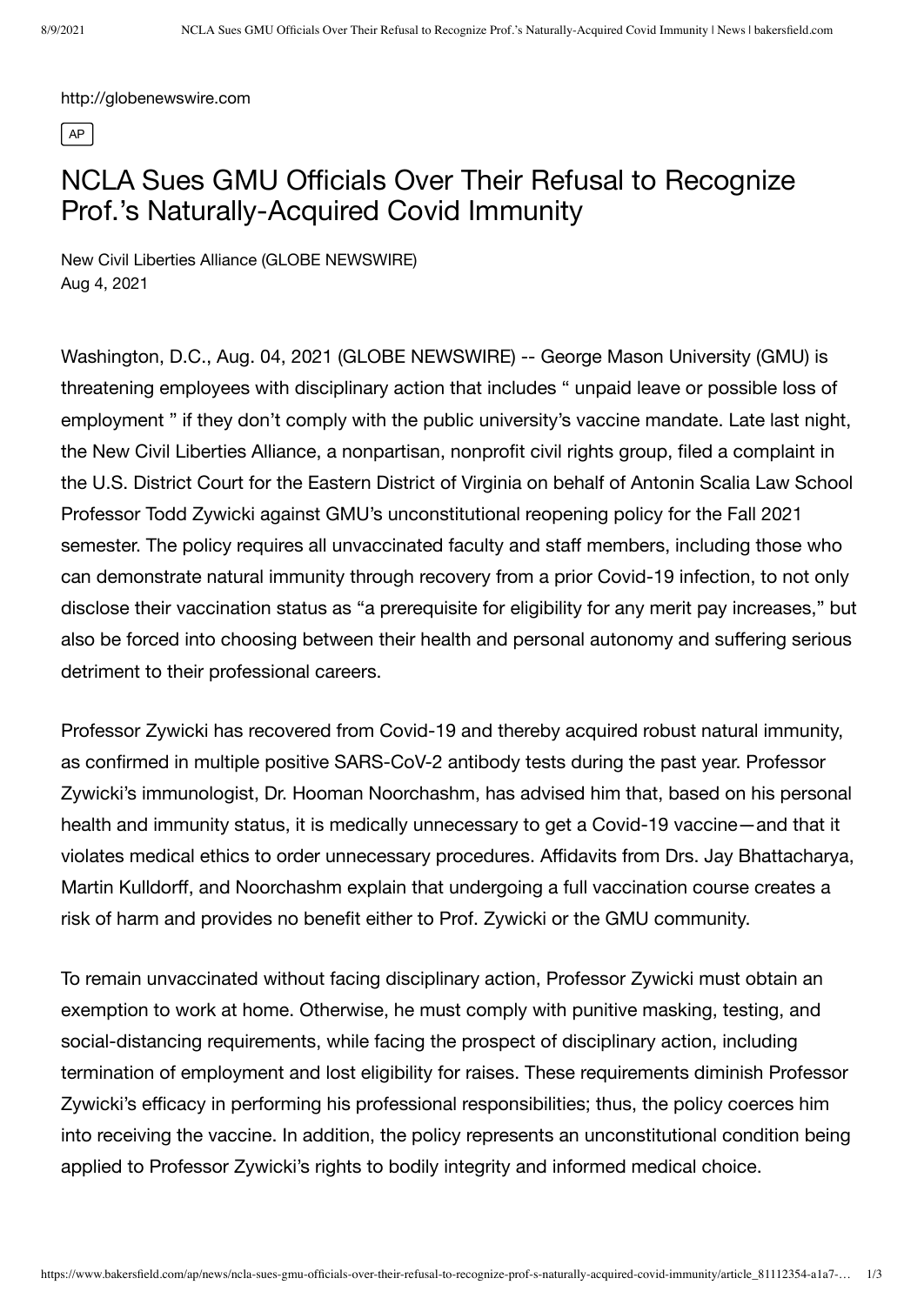http://globenewswire.com

AP

# NCLA Sues GMU Officials Over Their Refusal to Recognize Prof.'s Naturally-Acquired Covid Immunity

New Civil Liberties Alliance (GLOBE NEWSWIRE)
Aug 4, 2021

Washington, D.C., Aug. 04, 2021 (GLOBE NEWSWIRE) -- George Mason University (GMU) is threatening employees with disciplinary action that includes " unpaid leave or possible loss of employment " if they don't comply with the public university's vaccine mandate. Late last night, the New Civil Liberties Alliance, a nonpartisan, nonprofit civil rights group, filed a complaint in the U.S. District Court for the Eastern District of Virginia on behalf of Antonin Scalia Law School Professor Todd Zywicki against GMU's unconstitutional reopening policy for the Fall 2021 semester. The policy requires all unvaccinated faculty and staff members, including those who can demonstrate natural immunity through recovery from a prior Covid-19 infection, to not only disclose their vaccination status as "a prerequisite for eligibility for any merit pay increases," but also be forced into choosing between their health and personal autonomy and suffering serious detriment to their professional careers.

Professor Zywicki has recovered from Covid-19 and thereby acquired robust natural immunity, as confirmed in multiple positive SARS-CoV-2 antibody tests during the past year. Professor Zywicki's immunologist, Dr. Hooman Noorchashm, has advised him that, based on his personal health and immunity status, it is medically unnecessary to get a Covid-19 vaccine—and that it violates medical ethics to order unnecessary procedures. Affidavits from Drs. Jay Bhattacharya, Martin Kulldorff, and Noorchashm explain that undergoing a full vaccination course creates a risk of harm and provides no benefit either to Prof. Zywicki or the GMU community.

To remain unvaccinated without facing disciplinary action, Professor Zywicki must obtain an exemption to work at home. Otherwise, he must comply with punitive masking, testing, and social-distancing requirements, while facing the prospect of disciplinary action, including termination of employment and lost eligibility for raises. These requirements diminish Professor Zywicki's efficacy in performing his professional responsibilities; thus, the policy coerces him into receiving the vaccine. In addition, the policy represents an unconstitutional condition being applied to Professor Zywicki's rights to bodily integrity and informed medical choice.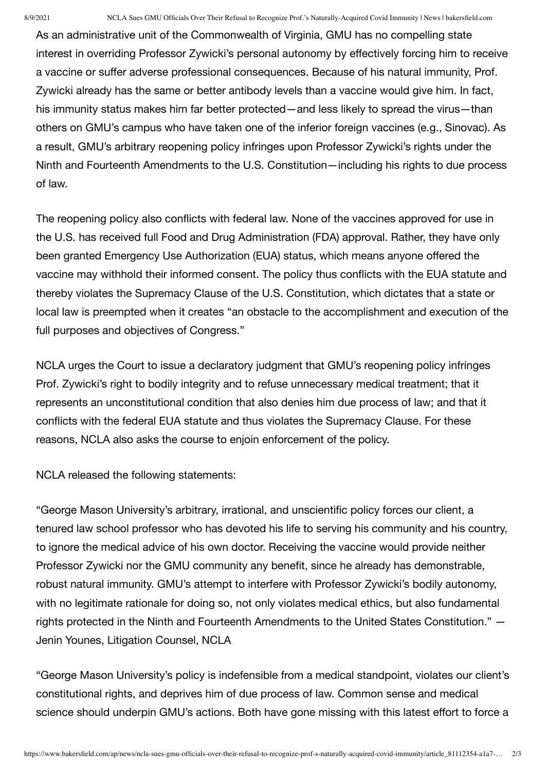As an administrative unit of the Commonwealth of Virginia, GMU has no compelling state interest in overriding Professor Zywicki's personal autonomy by effectively forcing him to receive a vaccine or suffer adverse professional consequences. Because of his natural immunity, Prof. Zywicki already has the same or better antibody levels than a vaccine would give him. In fact, his immunity status makes him far better protected—and less likely to spread the virus—than others on GMU's campus who have taken one of the inferior foreign vaccines (e.g., Sinovac). As a result, GMU's arbitrary reopening policy infringes upon Professor Zywicki's rights under the Ninth and Fourteenth Amendments to the U.S. Constitution—including his rights to due process of law.

The reopening policy also conflicts with federal law. None of the vaccines approved for use in the U.S. has received full Food and Drug Administration (FDA) approval. Rather, they have only been granted Emergency Use Authorization (EUA) status, which means anyone offered the vaccine may withhold their informed consent. The policy thus conflicts with the EUA statute and thereby violates the Supremacy Clause of the U.S. Constitution, which dictates that a state or local law is preempted when it creates "an obstacle to the accomplishment and execution of the full purposes and objectives of Congress."

NCLA urges the Court to issue a declaratory judgment that GMU's reopening policy infringes Prof. Zywicki's right to bodily integrity and to refuse unnecessary medical treatment; that it represents an unconstitutional condition that also denies him due process of law; and that it conflicts with the federal EUA statute and thus violates the Supremacy Clause. For these reasons, NCLA also asks the course to enjoin enforcement of the policy.

NCLA released the following statements:

"George Mason University's arbitrary, irrational, and unscientific policy forces our client, a tenured law school professor who has devoted his life to serving his community and his country, to ignore the medical advice of his own doctor. Receiving the vaccine would provide neither Professor Zywicki nor the GMU community any benefit, since he already has demonstrable, robust natural immunity. GMU's attempt to interfere with Professor Zywicki's bodily autonomy, with no legitimate rationale for doing so, not only violates medical ethics, but also fundamental rights protected in the Ninth and Fourteenth Amendments to the United States Constitution." — Jenin Younes, Litigation Counsel, NCLA

"George Mason University's policy is indefensible from a medical standpoint, violates our client's constitutional rights, and deprives him of due process of law. Common sense and medical science should underpin GMU's actions. Both have gone missing with this latest effort to force a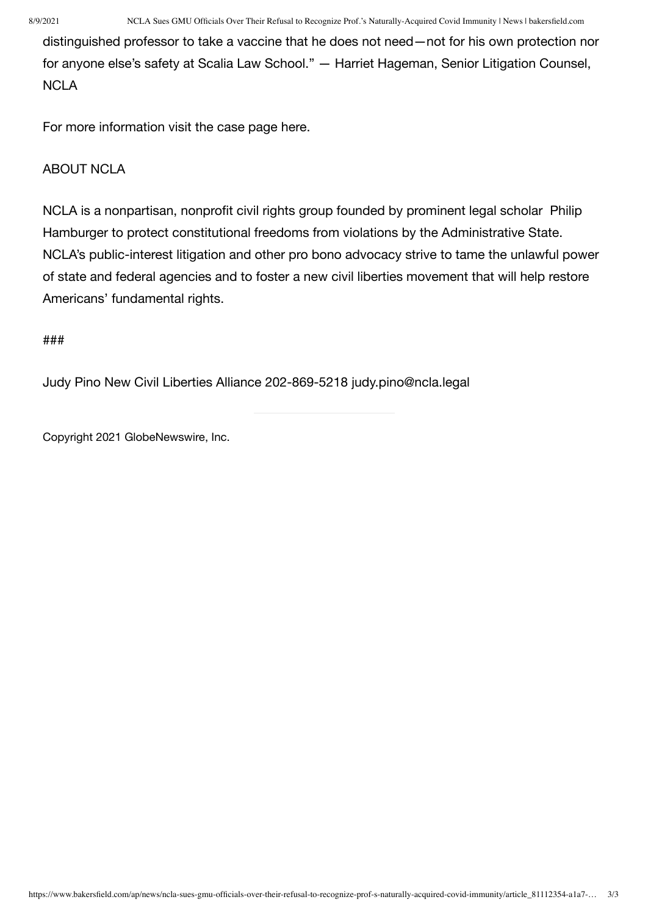distinguished professor to take a vaccine that he does not need—not for his own protection nor for anyone else's safety at Scalia Law School." — Harriet Hageman, Senior Litigation Counsel, NCLA

For more information visit the case page here.

ABOUT NCLA

NCLA is a nonpartisan, nonprofit civil rights group founded by prominent legal scholar Philip Hamburger to protect constitutional freedoms from violations by the Administrative State. NCLA's public-interest litigation and other pro bono advocacy strive to tame the unlawful power of state and federal agencies and to foster a new civil liberties movement that will help restore Americans' fundamental rights.

###

Judy Pino New Civil Liberties Alliance 202-869-5218 judy.pino@ncla.legal

Copyright 2021 GlobeNewswire, Inc.